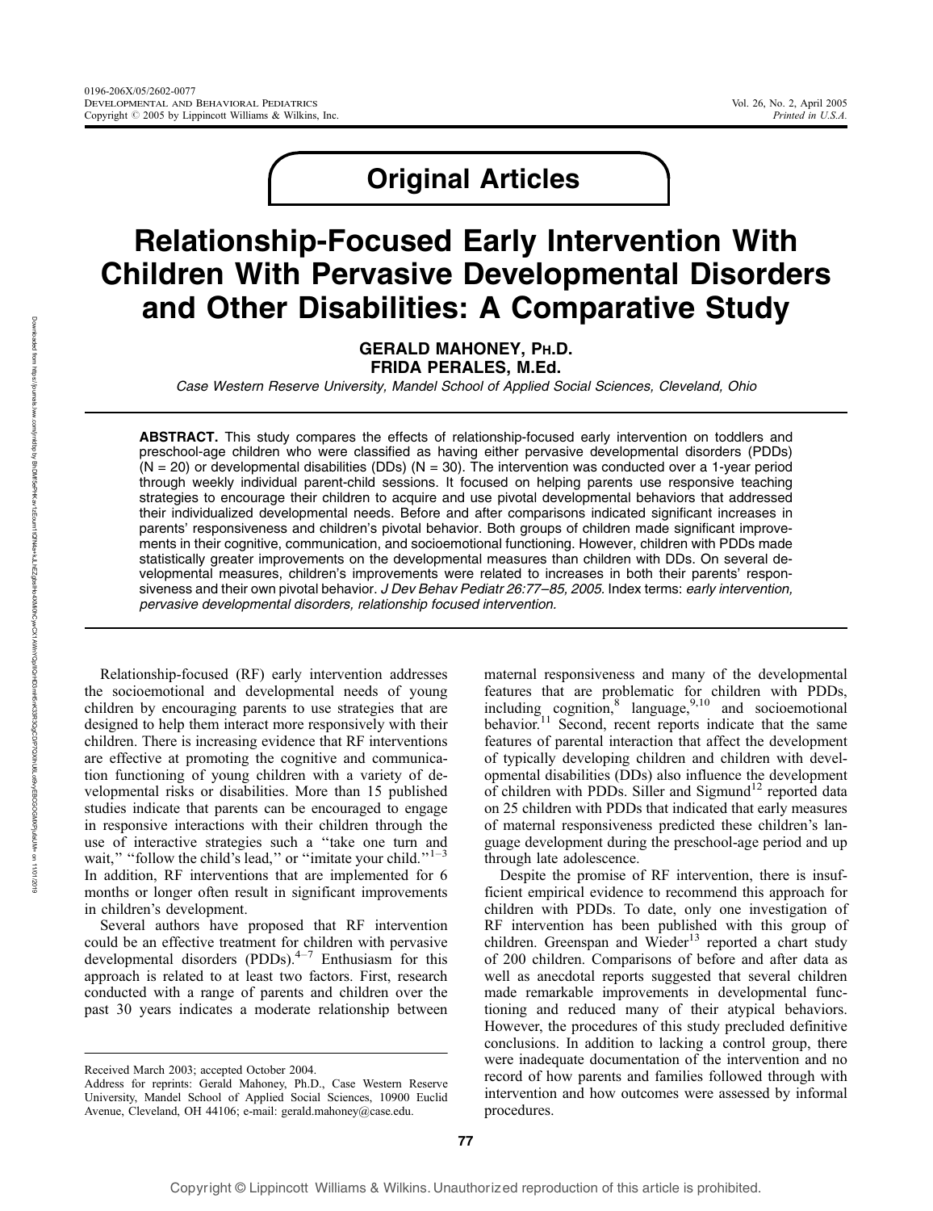## Original Articles

# Relationship-Focused Early Intervention With Children With Pervasive Developmental Disorders and Other Disabilities: A Comparative Study

**GERALD MAHONEY, PH.D.**
**FRIDA PERALES, M.Ed.**

*Case Western Reserve University, Mandel School of Applied Social Sciences, Cleveland, Ohio*

**ABSTRACT.** This study compares the effects of relationship-focused early intervention on toddlers and preschool-age children who were classified as having either pervasive developmental disorders (PDDs) (N = 20) or developmental disabilities (DDs) (N = 30). The intervention was conducted over a 1-year period through weekly individual parent-child sessions. It focused on helping parents use responsive teaching strategies to encourage their children to acquire and use pivotal developmental behaviors that addressed their individualized developmental needs. Before and after comparisons indicated significant increases in parents' responsiveness and children's pivotal behavior. Both groups of children made significant improvements in their cognitive, communication, and socioemotional functioning. However, children with PDDs made statistically greater improvements on the developmental measures than children with DDs. On several developmental measures, children's improvements were related to increases in both their parents' responsiveness and their own pivotal behavior. *J Dev Behav Pediatr 26:77–85, 2005.* Index terms: *early intervention, pervasive developmental disorders, relationship focused intervention.*

Relationship-focused (RF) early intervention addresses the socioemotional and developmental needs of young children by encouraging parents to use strategies that are designed to help them interact more responsively with their children. There is increasing evidence that RF interventions are effective at promoting the cognitive and communication functioning of young children with a variety of developmental risks or disabilities. More than 15 published studies indicate that parents can be encouraged to engage in responsive interactions with their children through the use of interactive strategies such a "take one turn and wait," "follow the child's lead," or "imitate your child."[1–3] In addition, RF interventions that are implemented for 6 months or longer often result in significant improvements in children's development.

Several authors have proposed that RF intervention could be an effective treatment for children with pervasive developmental disorders (PDDs).[4–7] Enthusiasm for this approach is related to at least two factors. First, research conducted with a range of parents and children over the past 30 years indicates a moderate relationship between maternal responsiveness and many of the developmental features that are problematic for children with PDDs, including cognition,[8] language,[9,10] and socioemotional behavior.[11] Second, recent reports indicate that the same features of parental interaction that affect the development of typically developing children and children with developmental disabilities (DDs) also influence the development of children with PDDs. Siller and Sigmund[12] reported data on 25 children with PDDs that indicated that early measures of maternal responsiveness predicted these children's language development during the preschool-age period and up through late adolescence.

Despite the promise of RF intervention, there is insufficient empirical evidence to recommend this approach for children with PDDs. To date, only one investigation of RF intervention has been published with this group of children. Greenspan and Wieder[13] reported a chart study of 200 children. Comparisons of before and after data as well as anecdotal reports suggested that several children made remarkable improvements in developmental functioning and reduced many of their atypical behaviors. However, the procedures of this study precluded definitive conclusions. In addition to lacking a control group, there were inadequate documentation of the intervention and no record of how parents and families followed through with intervention and how outcomes were assessed by informal procedures.

---

Received March 2003; accepted October 2004.
Address for reprints: Gerald Mahoney, Ph.D., Case Western Reserve University, Mandel School of Applied Social Sciences, 10900 Euclid Avenue, Cleveland, OH 44106; e-mail: gerald.mahoney@case.edu.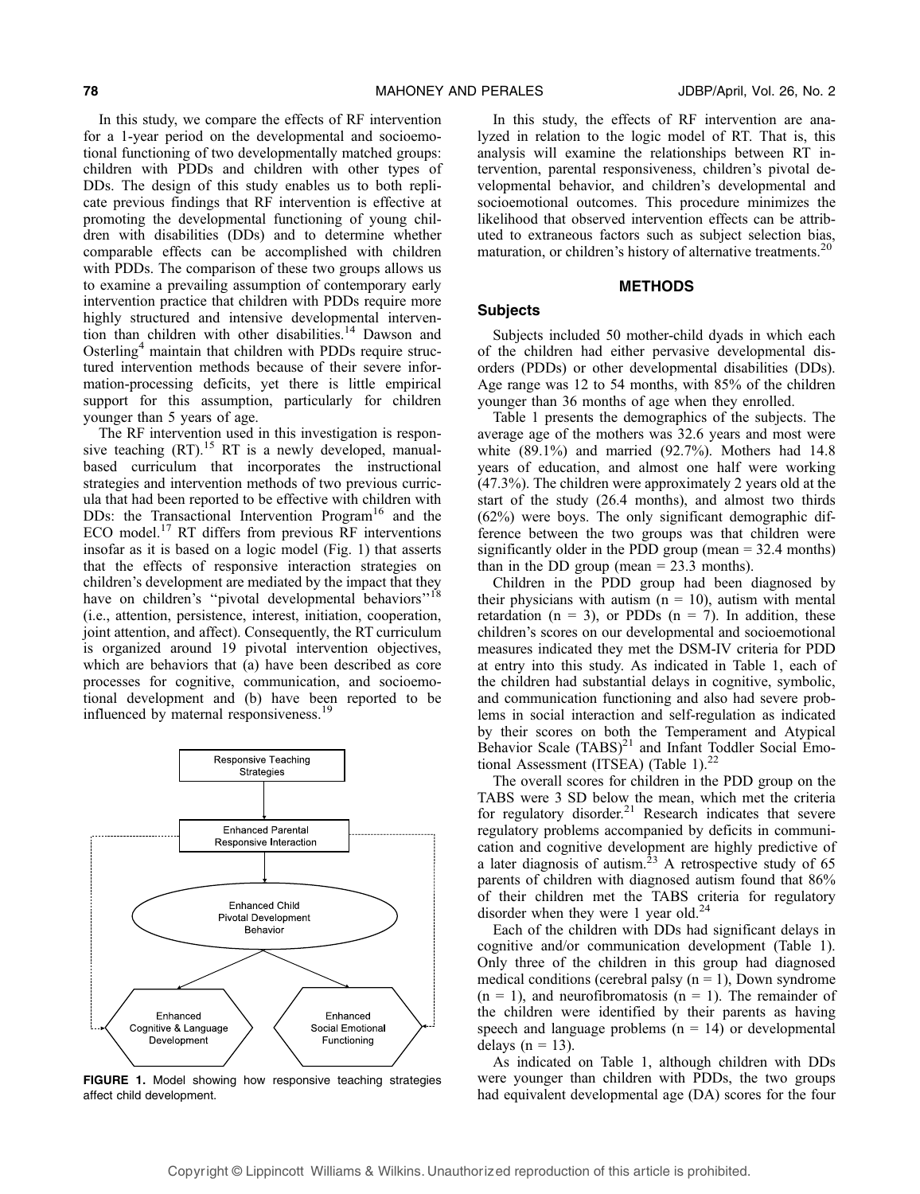In this study, we compare the effects of RF intervention for a 1-year period on the developmental and socioemotional functioning of two developmentally matched groups: children with PDDs and children with other types of DDs. The design of this study enables us to both replicate previous findings that RF intervention is effective at promoting the developmental functioning of young children with disabilities (DDs) and to determine whether comparable effects can be accomplished with children with PDDs. The comparison of these two groups allows us to examine a prevailing assumption of contemporary early intervention practice that children with PDDs require more highly structured and intensive developmental intervention than children with other disabilities.[14] Dawson and Osterling[4] maintain that children with PDDs require structured intervention methods because of their severe information-processing deficits, yet there is little empirical support for this assumption, particularly for children younger than 5 years of age.

The RF intervention used in this investigation is responsive teaching (RT).[15] RT is a newly developed, manual-based curriculum that incorporates the instructional strategies and intervention methods of two previous curricula that had been reported to be effective with children with DDs: the Transactional Intervention Program[16] and the ECO model.[17] RT differs from previous RF interventions insofar as it is based on a logic model (Fig. 1) that asserts that the effects of responsive interaction strategies on children's development are mediated by the impact that they have on children's "pivotal developmental behaviors"[18] (i.e., attention, persistence, interest, initiation, cooperation, joint attention, and affect). Consequently, the RT curriculum is organized around 19 pivotal intervention objectives, which are behaviors that (a) have been described as core processes for cognitive, communication, and socioemotional development and (b) have been reported to be influenced by maternal responsiveness.[19]

**FIGURE 1.** Model showing how responsive teaching strategies affect child development.

In this study, the effects of RF intervention are analyzed in relation to the logic model of RT. That is, this analysis will examine the relationships between RT intervention, parental responsiveness, children's pivotal developmental behavior, and children's developmental and socioemotional outcomes. This procedure minimizes the likelihood that observed intervention effects can be attributed to extraneous factors such as subject selection bias, maturation, or children's history of alternative treatments.[20]

## METHODS

### Subjects

Subjects included 50 mother-child dyads in which each of the children had either pervasive developmental disorders (PDDs) or other developmental disabilities (DDs). Age range was 12 to 54 months, with 85% of the children younger than 36 months of age when they enrolled.

Table 1 presents the demographics of the subjects. The average age of the mothers was 32.6 years and most were white (89.1%) and married (92.7%). Mothers had 14.8 years of education, and almost one half were working (47.3%). The children were approximately 2 years old at the start of the study (26.4 months), and almost two thirds (62%) were boys. The only significant demographic difference between the two groups was that children were significantly older in the PDD group (mean = 32.4 months) than in the DD group (mean = 23.3 months).

Children in the PDD group had been diagnosed by their physicians with autism (n = 10), autism with mental retardation (n = 3), or PDDs (n = 7). In addition, these children's scores on our developmental and socioemotional measures indicated they met the DSM-IV criteria for PDD at entry into this study. As indicated in Table 1, each of the children had substantial delays in cognitive, symbolic, and communication functioning and also had severe problems in social interaction and self-regulation as indicated by their scores on both the Temperament and Atypical Behavior Scale (TABS)[21] and Infant Toddler Social Emotional Assessment (ITSEA) (Table 1).[22]

The overall scores for children in the PDD group on the TABS were 3 SD below the mean, which met the criteria for regulatory disorder.[21] Research indicates that severe regulatory problems accompanied by deficits in communication and cognitive development are highly predictive of a later diagnosis of autism.[23] A retrospective study of 65 parents of children with diagnosed autism found that 86% of their children met the TABS criteria for regulatory disorder when they were 1 year old.[24]

Each of the children with DDs had significant delays in cognitive and/or communication development (Table 1). Only three of the children in this group had diagnosed medical conditions (cerebral palsy (n = 1), Down syndrome (n = 1), and neurofibromatosis (n = 1). The remainder of the children were identified by their parents as having speech and language problems (n = 14) or developmental delays (n = 13).

As indicated on Table 1, although children with DDs were younger than children with PDDs, the two groups had equivalent developmental age (DA) scores for the four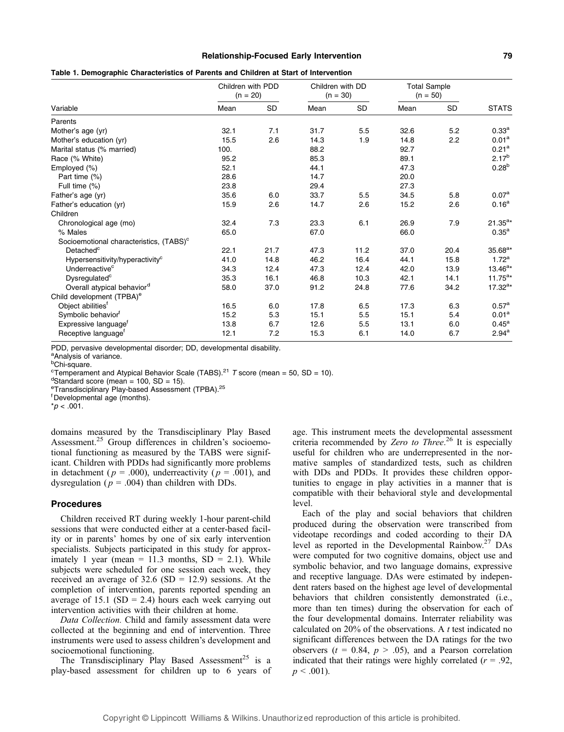**Table 1. Demographic Characteristics of Parents and Children at Start of Intervention**

| Variable | Children with PDD (n = 20) | | Children with DD (n = 30) | | Total Sample (n = 50) | | STATS |
|---|---|---|---|---|---|---|---|
| | Mean | SD | Mean | SD | Mean | SD | |
| Parents | | | | | | | |
| Mother's age (yr) | 32.1 | 7.1 | 31.7 | 5.5 | 32.6 | 5.2 | 0.33[a] |
| Mother's education (yr) | 15.5 | 2.6 | 14.3 | 1.9 | 14.8 | 2.2 | 0.01[a] |
| Marital status (% married) | 100. | | 88.2 | | 92.7 | | 0.21[a] |
| Race (% White) | 95.2 | | 85.3 | | 89.1 | | 2.17[b] |
| Employed (%) | 52.1 | | 44.1 | | 47.3 | | 0.28[b] |
| Part time (%) | 28.6 | | 14.7 | | 20.0 | | |
| Full time (%) | 23.8 | | 29.4 | | 27.3 | | |
| Father's age (yr) | 35.6 | 6.0 | 33.7 | 5.5 | 34.5 | 5.8 | 0.07[a] |
| Father's education (yr) | 15.9 | 2.6 | 14.7 | 2.6 | 15.2 | 2.6 | 0.16[a] |
| Children | | | | | | | |
| Chronological age (mo) | 32.4 | 7.3 | 23.3 | 6.1 | 26.9 | 7.9 | 21.35[a]* |
| % Males | 65.0 | | 67.0 | | 66.0 | | 0.35[a] |
| Socioemotional characteristics, (TABS)[c] | | | | | | | |
| Detached[c] | 22.1 | 21.7 | 47.3 | 11.2 | 37.0 | 20.4 | 35.68[a]* |
| Hypersensitivity/hyperactivity[c] | 41.0 | 14.8 | 46.2 | 16.4 | 44.1 | 15.8 | 1.72[a] |
| Underreactive[c] | 34.3 | 12.4 | 47.3 | 12.4 | 42.0 | 13.9 | 13.46[a]* |
| Dysregulated[c] | 35.3 | 16.1 | 46.8 | 10.3 | 42.1 | 14.1 | 11.75[a]* |
| Overall atypical behavior[d] | 58.0 | 37.0 | 91.2 | 24.8 | 77.6 | 34.2 | 17.32[a]* |
| Child development (TPBA)[e] | | | | | | | |
| Object abilities[f] | 16.5 | 6.0 | 17.8 | 6.5 | 17.3 | 6.3 | 0.57[a] |
| Symbolic behavior[f] | 15.2 | 5.3 | 15.1 | 5.5 | 15.1 | 5.4 | 0.01[a] |
| Expressive language[f] | 13.8 | 6.7 | 12.6 | 5.5 | 13.1 | 6.0 | 0.45[a] |
| Receptive language[f] | 12.1 | 7.2 | 15.3 | 6.1 | 14.0 | 6.7 | 2.94[a] |

PDD, pervasive developmental disorder; DD, developmental disability.
[a]Analysis of variance.
[b]Chi-square.
[c]Temperament and Atypical Behavior Scale (TABS).[21] *T* score (mean = 50, SD = 10).
[d]Standard score (mean = 100, SD = 15).
[e]Transdisciplinary Play-based Assessment (TPBA).[25]
[f]Developmental age (months).
*$p < .001$.

domains measured by the Transdisciplinary Play Based Assessment.[25] Group differences in children's socioemotional functioning as measured by the TABS were significant. Children with PDDs had significantly more problems in detachment ($p = .000$), underreactivity ($p = .001$), and dysregulation ($p = .004$) than children with DDs.

## Procedures

Children received RT during weekly 1-hour parent-child sessions that were conducted either at a center-based facility or in parents' homes by one of six early intervention specialists. Subjects participated in this study for approximately 1 year (mean = 11.3 months, SD = 2.1). While subjects were scheduled for one session each week, they received an average of 32.6 (SD = 12.9) sessions. At the completion of intervention, parents reported spending an average of 15.1 (SD = 2.4) hours each week carrying out intervention activities with their children at home.

*Data Collection.* Child and family assessment data were collected at the beginning and end of intervention. Three instruments were used to assess children's development and socioemotional functioning.

The Transdisciplinary Play Based Assessment[25] is a play-based assessment for children up to 6 years of age. This instrument meets the developmental assessment criteria recommended by *Zero to Three*.[26] It is especially useful for children who are underrepresented in the normative samples of standardized tests, such as children with DDs and PDDs. It provides these children opportunities to engage in play activities in a manner that is compatible with their behavioral style and developmental level.

Each of the play and social behaviors that children produced during the observation were transcribed from videotape recordings and coded according to their DA level as reported in the Developmental Rainbow.[27] DAs were computed for two cognitive domains, object use and symbolic behavior, and two language domains, expressive and receptive language. DAs were estimated by independent raters based on the highest age level of developmental behaviors that children consistently demonstrated (i.e., more than ten times) during the observation for each of the four developmental domains. Interrater reliability was calculated on 20% of the observations. A *t* test indicated no significant differences between the DA ratings for the two observers ($t = 0.84$, $p > .05$), and a Pearson correlation indicated that their ratings were highly correlated ($r = .92$, $p < .001$).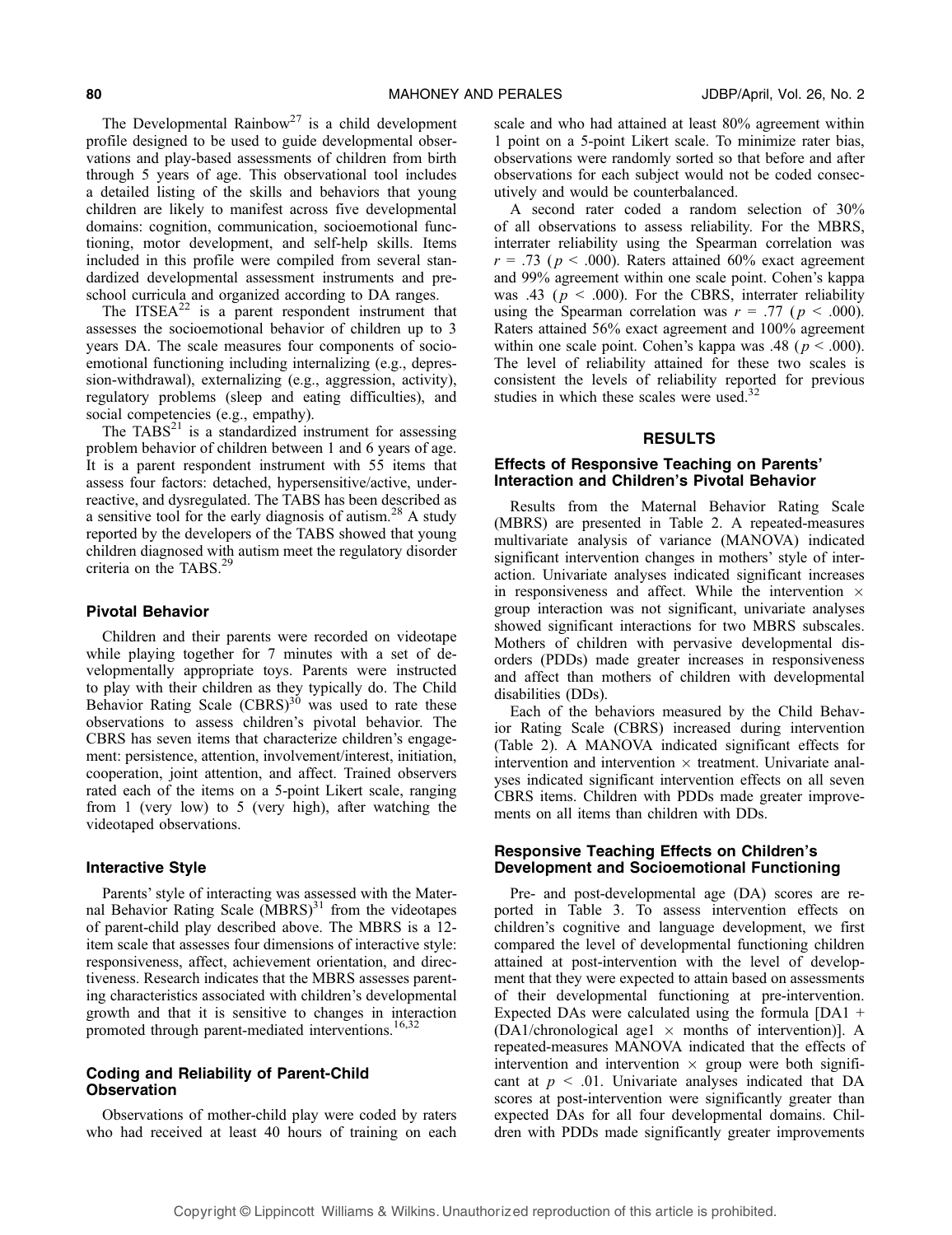The Developmental Rainbow[27] is a child development profile designed to be used to guide developmental observations and play-based assessments of children from birth through 5 years of age. This observational tool includes a detailed listing of the skills and behaviors that young children are likely to manifest across five developmental domains: cognition, communication, socioemotional functioning, motor development, and self-help skills. Items included in this profile were compiled from several standardized developmental assessment instruments and preschool curricula and organized according to DA ranges.

The ITSEA[22] is a parent respondent instrument that assesses the socioemotional behavior of children up to 3 years DA. The scale measures four components of socioemotional functioning including internalizing (e.g., depression-withdrawal), externalizing (e.g., aggression, activity), regulatory problems (sleep and eating difficulties), and social competencies (e.g., empathy).

The TABS[21] is a standardized instrument for assessing problem behavior of children between 1 and 6 years of age. It is a parent respondent instrument with 55 items that assess four factors: detached, hypersensitive/active, underreactive, and dysregulated. The TABS has been described as a sensitive tool for the early diagnosis of autism.[28] A study reported by the developers of the TABS showed that young children diagnosed with autism meet the regulatory disorder criteria on the TABS.[29]

### Pivotal Behavior

Children and their parents were recorded on videotape while playing together for 7 minutes with a set of developmentally appropriate toys. Parents were instructed to play with their children as they typically do. The Child Behavior Rating Scale (CBRS)[30] was used to rate these observations to assess children's pivotal behavior. The CBRS has seven items that characterize children's engagement: persistence, attention, involvement/interest, initiation, cooperation, joint attention, and affect. Trained observers rated each of the items on a 5-point Likert scale, ranging from 1 (very low) to 5 (very high), after watching the videotaped observations.

### Interactive Style

Parents' style of interacting was assessed with the Maternal Behavior Rating Scale (MBRS)[31] from the videotapes of parent-child play described above. The MBRS is a 12-item scale that assesses four dimensions of interactive style: responsiveness, affect, achievement orientation, and directiveness. Research indicates that the MBRS assesses parenting characteristics associated with children's developmental growth and that it is sensitive to changes in interaction promoted through parent-mediated interventions.[16,32]

### Coding and Reliability of Parent-Child Observation

Observations of mother-child play were coded by raters who had received at least 40 hours of training on each scale and who had attained at least 80% agreement within 1 point on a 5-point Likert scale. To minimize rater bias, observations were randomly sorted so that before and after observations for each subject would not be coded consecutively and would be counterbalanced.

A second rater coded a random selection of 30% of all observations to assess reliability. For the MBRS, interrater reliability using the Spearman correlation was $r = .73$ ($p < .000$). Raters attained 60% exact agreement and 99% agreement within one scale point. Cohen's kappa was .43 ($p < .000$). For the CBRS, interrater reliability using the Spearman correlation was $r = .77$ ($p < .000$). Raters attained 56% exact agreement and 100% agreement within one scale point. Cohen's kappa was .48 ($p < .000$). The level of reliability attained for these two scales is consistent the levels of reliability reported for previous studies in which these scales were used.[32]

## RESULTS

### Effects of Responsive Teaching on Parents' Interaction and Children's Pivotal Behavior

Results from the Maternal Behavior Rating Scale (MBRS) are presented in Table 2. A repeated-measures multivariate analysis of variance (MANOVA) indicated significant intervention changes in mothers' style of interaction. Univariate analyses indicated significant increases in responsiveness and affect. While the intervention × group interaction was not significant, univariate analyses showed significant interactions for two MBRS subscales. Mothers of children with pervasive developmental disorders (PDDs) made greater increases in responsiveness and affect than mothers of children with developmental disabilities (DDs).

Each of the behaviors measured by the Child Behavior Rating Scale (CBRS) increased during intervention (Table 2). A MANOVA indicated significant effects for intervention and intervention × treatment. Univariate analyses indicated significant intervention effects on all seven CBRS items. Children with PDDs made greater improvements on all items than children with DDs.

### Responsive Teaching Effects on Children's Development and Socioemotional Functioning

Pre- and post-developmental age (DA) scores are reported in Table 3. To assess intervention effects on children's cognitive and language development, we first compared the level of developmental functioning children attained at post-intervention with the level of development that they were expected to attain based on assessments of their developmental functioning at pre-intervention. Expected DAs were calculated using the formula [DA1 + (DA1/chronological age1 × months of intervention)]. A repeated-measures MANOVA indicated that the effects of intervention and intervention × group were both significant at $p < .01$. Univariate analyses indicated that DA scores at post-intervention were significantly greater than expected DAs for all four developmental domains. Children with PDDs made significantly greater improvements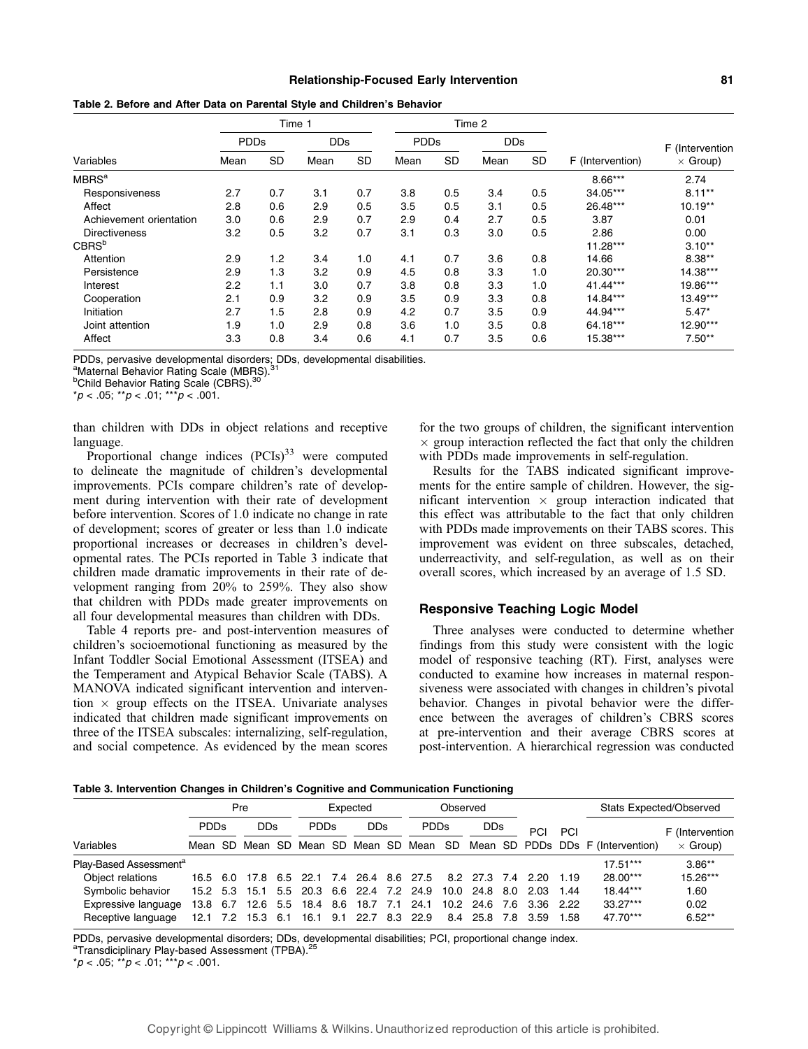**Table 2. Before and After Data on Parental Style and Children's Behavior**

| | Time 1 | | | | Time 2 | | | | | |
|---|---|---|---|---|---|---|---|---|---|---|
| | PDDs | | DDs | | PDDs | | DDs | | | |
| Variables | Mean | SD | Mean | SD | Mean | SD | Mean | SD | F (Intervention) | F (Intervention × Group) |
| MBRS[a] | | | | | | | | | 8.66*** | 2.74 |
| Responsiveness | 2.7 | 0.7 | 3.1 | 0.7 | 3.8 | 0.5 | 3.4 | 0.5 | 34.05*** | 8.11** |
| Affect | 2.8 | 0.6 | 2.9 | 0.5 | 3.5 | 0.5 | 3.1 | 0.5 | 26.48*** | 10.19** |
| Achievement orientation | 3.0 | 0.6 | 2.9 | 0.7 | 2.9 | 0.4 | 2.7 | 0.5 | 3.87 | 0.01 |
| Directiveness | 3.2 | 0.5 | 3.2 | 0.7 | 3.1 | 0.3 | 3.0 | 0.5 | 2.86 | 0.00 |
| CBRS[b] | | | | | | | | | 11.28*** | 3.10** |
| Attention | 2.9 | 1.2 | 3.4 | 1.0 | 4.1 | 0.7 | 3.6 | 0.8 | 14.66 | 8.38** |
| Persistence | 2.9 | 1.3 | 3.2 | 0.9 | 4.5 | 0.8 | 3.3 | 1.0 | 20.30*** | 14.38*** |
| Interest | 2.2 | 1.1 | 3.0 | 0.7 | 3.8 | 0.8 | 3.3 | 1.0 | 41.44*** | 19.86*** |
| Cooperation | 2.1 | 0.9 | 3.2 | 0.9 | 3.5 | 0.9 | 3.3 | 0.8 | 14.84*** | 13.49*** |
| Initiation | 2.7 | 1.5 | 2.8 | 0.9 | 4.2 | 0.7 | 3.5 | 0.9 | 44.94*** | 5.47* |
| Joint attention | 1.9 | 1.0 | 2.9 | 0.8 | 3.6 | 1.0 | 3.5 | 0.8 | 64.18*** | 12.90*** |
| Affect | 3.3 | 0.8 | 3.4 | 0.6 | 4.1 | 0.7 | 3.5 | 0.6 | 15.38*** | 7.50** |

PDDs, pervasive developmental disorders; DDs, developmental disabilities.
[a]Maternal Behavior Rating Scale (MBRS).[31]
[b]Child Behavior Rating Scale (CBRS).[30]
*$p < .05$; **$p < .01$; ***$p < .001$.

than children with DDs in object relations and receptive language.

Proportional change indices (PCIs)[33] were computed to delineate the magnitude of children's developmental improvements. PCIs compare children's rate of development during intervention with their rate of development before intervention. Scores of 1.0 indicate no change in rate of development; scores of greater or less than 1.0 indicate proportional increases or decreases in children's developmental rates. The PCIs reported in Table 3 indicate that children made dramatic improvements in their rate of development ranging from 20% to 259%. They also show that children with PDDs made greater improvements on all four developmental measures than children with DDs.

Table 4 reports pre- and post-intervention measures of children's socioemotional functioning as measured by the Infant Toddler Social Emotional Assessment (ITSEA) and the Temperament and Atypical Behavior Scale (TABS). A MANOVA indicated significant intervention and intervention × group effects on the ITSEA. Univariate analyses indicated that children made significant improvements on three of the ITSEA subscales: internalizing, self-regulation, and social competence. As evidenced by the mean scores for the two groups of children, the significant intervention × group interaction reflected the fact that only the children with PDDs made improvements in self-regulation.

Results for the TABS indicated significant improvements for the entire sample of children. However, the significant intervention × group interaction indicated that this effect was attributable to the fact that only children with PDDs made improvements on their TABS scores. This improvement was evident on three subscales, detached, underreactivity, and self-regulation, as well as on their overall scores, which increased by an average of 1.5 SD.

### Responsive Teaching Logic Model

Three analyses were conducted to determine whether findings from this study were consistent with the logic model of responsive teaching (RT). First, analyses were conducted to examine how increases in maternal responsiveness were associated with changes in children's pivotal behavior. Changes in pivotal behavior were the difference between the averages of children's CBRS scores at pre-intervention and their average CBRS scores at post-intervention. A hierarchical regression was conducted

**Table 3. Intervention Changes in Children's Cognitive and Communication Functioning**

| | Pre | | | | Expected | | | | Observed | | | | | | Stats Expected/Observed | |
|---|---|---|---|---|---|---|---|---|---|---|---|---|---|---|---|---|
| | PDDs | | DDs | | PDDs | | DDs | | PDDs | | DDs | | PCI | PCI | | |
| Variables | Mean | SD | Mean | SD | Mean | SD | Mean | SD | Mean | SD | Mean | SD | PDDs | DDs | F (Intervention) | F (Intervention × Group) |
| Play-Based Assessment[a] | | | | | | | | | | | | | | | 17.51*** | 3.86** |
| Object relations | 16.5 | 6.0 | 17.8 | 6.5 | 22.1 | 7.4 | 26.4 | 8.6 | 27.5 | 8.2 | 27.3 | 7.4 | 2.20 | 1.19 | 28.00*** | 15.26*** |
| Symbolic behavior | 15.2 | 5.3 | 15.1 | 5.5 | 20.3 | 6.6 | 22.4 | 7.2 | 24.9 | 10.0 | 24.8 | 8.0 | 2.03 | 1.44 | 18.44*** | 1.60 |
| Expressive language | 13.8 | 6.7 | 12.6 | 5.5 | 18.4 | 8.6 | 18.7 | 7.1 | 24.1 | 10.2 | 24.6 | 7.6 | 3.36 | 2.22 | 33.27*** | 0.02 |
| Receptive language | 12.1 | 7.2 | 15.3 | 6.1 | 16.1 | 9.1 | 22.7 | 8.3 | 22.9 | 8.4 | 25.8 | 7.8 | 3.59 | 1.58 | 47.70*** | 6.52** |

PDDs, pervasive developmental disorders; DDs, developmental disabilities; PCI, proportional change index.
[a]Transdiciplinary Play-based Assessment (TPBA).[25]
*$p < .05$; **$p < .01$; ***$p < .001$.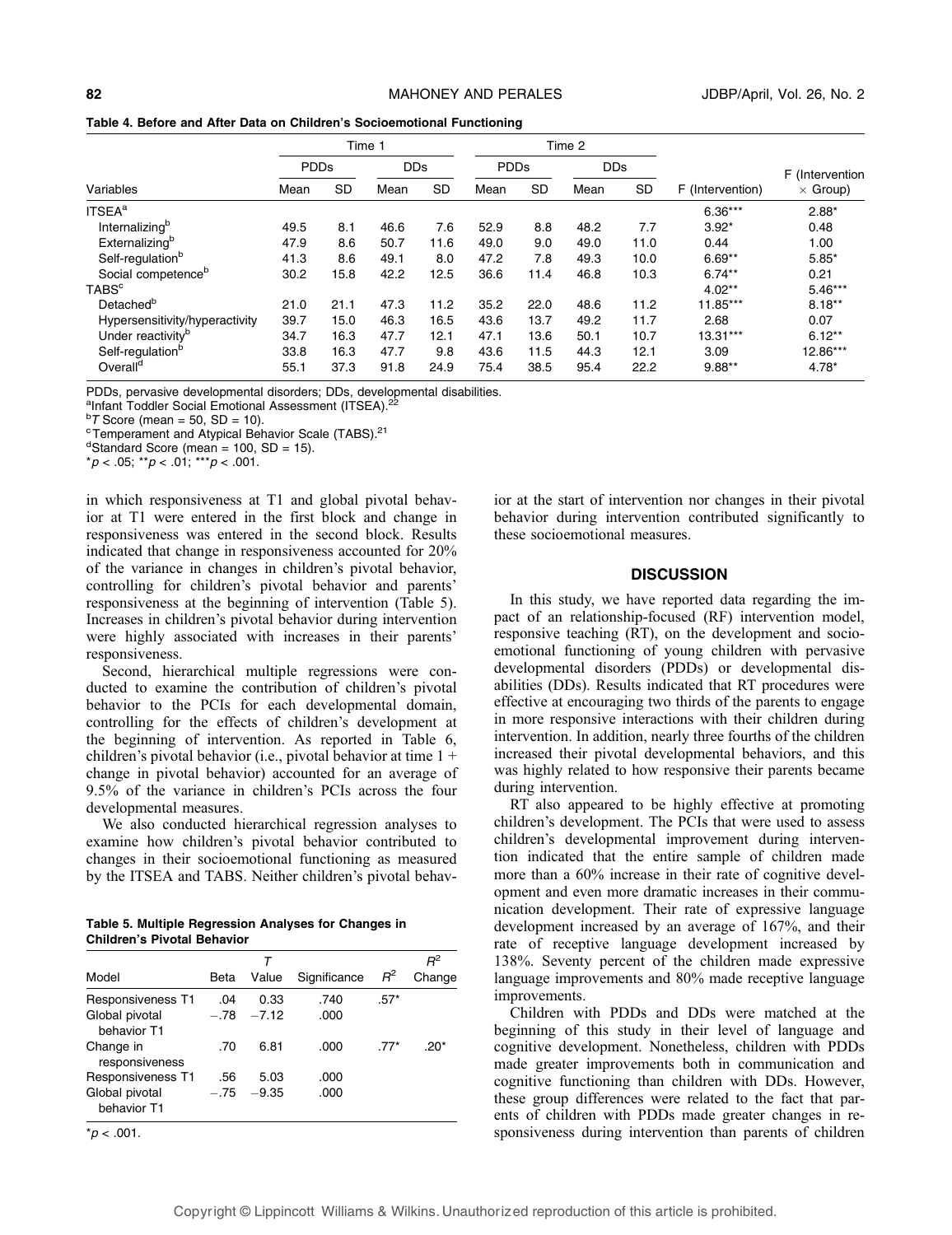**Table 4. Before and After Data on Children's Socioemotional Functioning**

| | Time 1 | | | | Time 2 | | | | | |
|---|---|---|---|---|---|---|---|---|---|---|
| | PDDs | | DDs | | PDDs | | DDs | | | |
| Variables | Mean | SD | Mean | SD | Mean | SD | Mean | SD | F (Intervention) | F (Intervention × Group) |
| ITSEA[a] | | | | | | | | | 6.36*** | 2.88* |
| Internalizing[b] | 49.5 | 8.1 | 46.6 | 7.6 | 52.9 | 8.8 | 48.2 | 7.7 | 3.92* | 0.48 |
| Externalizing[b] | 47.9 | 8.6 | 50.7 | 11.6 | 49.0 | 9.0 | 49.0 | 11.0 | 0.44 | 1.00 |
| Self-regulation[b] | 41.3 | 8.6 | 49.1 | 8.0 | 47.2 | 7.8 | 49.3 | 10.0 | 6.69** | 5.85* |
| Social competence[b] | 30.2 | 15.8 | 42.2 | 12.5 | 36.6 | 11.4 | 46.8 | 10.3 | 6.74** | 0.21 |
| TABS[c] | | | | | | | | | 4.02** | 5.46*** |
| Detached[b] | 21.0 | 21.1 | 47.3 | 11.2 | 35.2 | 22.0 | 48.6 | 11.2 | 11.85*** | 8.18** |
| Hypersensitivity/hyperactivity | 39.7 | 15.0 | 46.3 | 16.5 | 43.6 | 13.7 | 49.2 | 11.7 | 2.68 | 0.07 |
| Under reactivity[b] | 34.7 | 16.3 | 47.7 | 12.1 | 47.1 | 13.6 | 50.1 | 10.7 | 13.31*** | 6.12** |
| Self-regulation[b] | 33.8 | 16.3 | 47.7 | 9.8 | 43.6 | 11.5 | 44.3 | 12.1 | 3.09 | 12.86*** |
| Overall[d] | 55.1 | 37.3 | 91.8 | 24.9 | 75.4 | 38.5 | 95.4 | 22.2 | 9.88** | 4.78* |

PDDs, pervasive developmental disorders; DDs, developmental disabilities.
[a]Infant Toddler Social Emotional Assessment (ITSEA).[22]
[b]*T* Score (mean = 50, SD = 10).
[c]Temperament and Atypical Behavior Scale (TABS).[21]
[d]Standard Score (mean = 100, SD = 15).
*$p < .05$; **$p < .01$; ***$p < .001$.

in which responsiveness at T1 and global pivotal behavior at T1 were entered in the first block and change in responsiveness was entered in the second block. Results indicated that change in responsiveness accounted for 20% of the variance in changes in children's pivotal behavior, controlling for children's pivotal behavior and parents' responsiveness at the beginning of intervention (Table 5). Increases in children's pivotal behavior during intervention were highly associated with increases in their parents' responsiveness.

Second, hierarchical multiple regressions were conducted to examine the contribution of children's pivotal behavior to the PCIs for each developmental domain, controlling for the effects of children's development at the beginning of intervention. As reported in Table 6, children's pivotal behavior (i.e., pivotal behavior at time 1 + change in pivotal behavior) accounted for an average of 9.5% of the variance in children's PCIs across the four developmental measures.

We also conducted hierarchical regression analyses to examine how children's pivotal behavior contributed to changes in their socioemotional functioning as measured by the ITSEA and TABS. Neither children's pivotal behavior at the start of intervention nor changes in their pivotal behavior during intervention contributed significantly to these socioemotional measures.

**Table 5. Multiple Regression Analyses for Changes in Children's Pivotal Behavior**

| Model | Beta | *T* Value | Significance | $R^2$ | $R^2$ Change |
|---|---|---|---|---|---|
| Responsiveness T1 | .04 | 0.33 | .740 | .57* | |
| Global pivotal behavior T1 | −.78 | −7.12 | .000 | | |
| Change in responsiveness | .70 | 6.81 | .000 | .77* | .20* |
| Responsiveness T1 | .56 | 5.03 | .000 | | |
| Global pivotal behavior T1 | −.75 | −9.35 | .000 | | |

*$p < .001$.

## DISCUSSION

In this study, we have reported data regarding the impact of an relationship-focused (RF) intervention model, responsive teaching (RT), on the development and socioemotional functioning of young children with pervasive developmental disorders (PDDs) or developmental disabilities (DDs). Results indicated that RT procedures were effective at encouraging two thirds of the parents to engage in more responsive interactions with their children during intervention. In addition, nearly three fourths of the children increased their pivotal developmental behaviors, and this was highly related to how responsive their parents became during intervention.

RT also appeared to be highly effective at promoting children's development. The PCIs that were used to assess children's developmental improvement during intervention indicated that the entire sample of children made more than a 60% increase in their rate of cognitive development and even more dramatic increases in their communication development. Their rate of expressive language development increased by an average of 167%, and their rate of receptive language development increased by 138%. Seventy percent of the children made expressive language improvements and 80% made receptive language improvements.

Children with PDDs and DDs were matched at the beginning of this study in their level of language and cognitive development. Nonetheless, children with PDDs made greater improvements both in communication and cognitive functioning than children with DDs. However, these group differences were related to the fact that parents of children with PDDs made greater changes in responsiveness during intervention than parents of children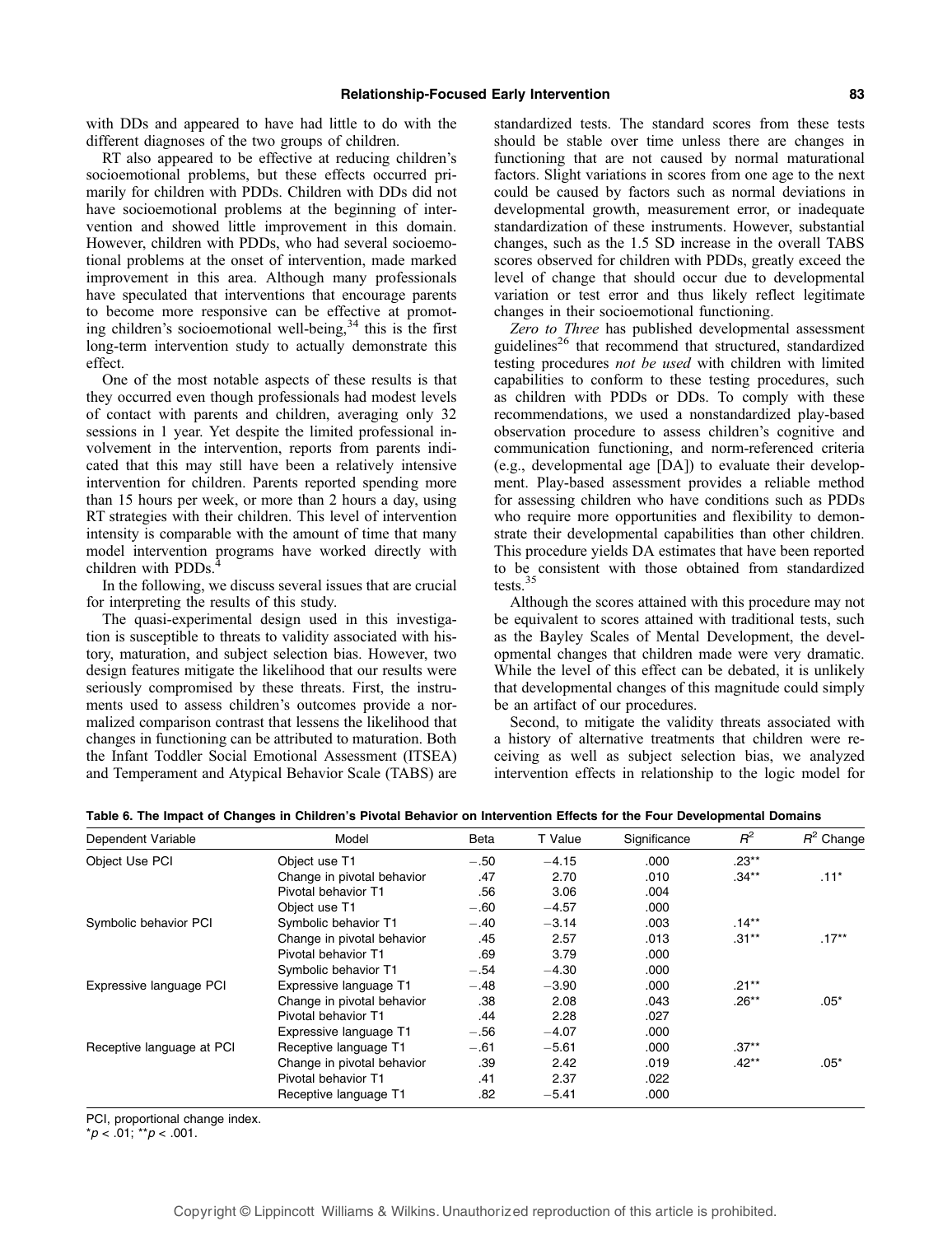with DDs and appeared to have had little to do with the different diagnoses of the two groups of children.

RT also appeared to be effective at reducing children's socioemotional problems, but these effects occurred primarily for children with PDDs. Children with DDs did not have socioemotional problems at the beginning of intervention and showed little improvement in this domain. However, children with PDDs, who had several socioemotional problems at the onset of intervention, made marked improvement in this area. Although many professionals have speculated that interventions that encourage parents to become more responsive can be effective at promoting children's socioemotional well-being,[34] this is the first long-term intervention study to actually demonstrate this effect.

One of the most notable aspects of these results is that they occurred even though professionals had modest levels of contact with parents and children, averaging only 32 sessions in 1 year. Yet despite the limited professional involvement in the intervention, reports from parents indicated that this may still have been a relatively intensive intervention for children. Parents reported spending more than 15 hours per week, or more than 2 hours a day, using RT strategies with their children. This level of intervention intensity is comparable with the amount of time that many model intervention programs have worked directly with children with PDDs.[4]

In the following, we discuss several issues that are crucial for interpreting the results of this study.

The quasi-experimental design used in this investigation is susceptible to threats to validity associated with history, maturation, and subject selection bias. However, two design features mitigate the likelihood that our results were seriously compromised by these threats. First, the instruments used to assess children's outcomes provide a normalized comparison contrast that lessens the likelihood that changes in functioning can be attributed to maturation. Both the Infant Toddler Social Emotional Assessment (ITSEA) and Temperament and Atypical Behavior Scale (TABS) are standardized tests. The standard scores from these tests should be stable over time unless there are changes in functioning that are not caused by normal maturational factors. Slight variations in scores from one age to the next could be caused by factors such as normal deviations in developmental growth, measurement error, or inadequate standardization of these instruments. However, substantial changes, such as the 1.5 SD increase in the overall TABS scores observed for children with PDDs, greatly exceed the level of change that should occur due to developmental variation or test error and thus likely reflect legitimate changes in their socioemotional functioning.

*Zero to Three* has published developmental assessment guidelines[26] that recommend that structured, standardized testing procedures *not be used* with children with limited capabilities to conform to these testing procedures, such as children with PDDs or DDs. To comply with these recommendations, we used a nonstandardized play-based observation procedure to assess children's cognitive and communication functioning, and norm-referenced criteria (e.g., developmental age [DA]) to evaluate their development. Play-based assessment provides a reliable method for assessing children who have conditions such as PDDs who require more opportunities and flexibility to demonstrate their developmental capabilities than other children. This procedure yields DA estimates that have been reported to be consistent with those obtained from standardized tests.[35]

Although the scores attained with this procedure may not be equivalent to scores attained with traditional tests, such as the Bayley Scales of Mental Development, the developmental changes that children made were very dramatic. While the level of this effect can be debated, it is unlikely that developmental changes of this magnitude could simply be an artifact of our procedures.

Second, to mitigate the validity threats associated with a history of alternative treatments that children were receiving as well as subject selection bias, we analyzed intervention effects in relationship to the logic model for

**Table 6. The Impact of Changes in Children's Pivotal Behavior on Intervention Effects for the Four Developmental Domains**

| Dependent Variable | Model | Beta | T Value | Significance | $R^2$ | $R^2$ Change |
|---|---|---|---|---|---|---|
| Object Use PCI | Object use T1 | −.50 | −4.15 | .000 | .23** | |
| | Change in pivotal behavior | .47 | 2.70 | .010 | .34** | .11* |
| | Pivotal behavior T1 | .56 | 3.06 | .004 | | |
| | Object use T1 | −.60 | −4.57 | .000 | | |
| Symbolic behavior PCI | Symbolic behavior T1 | −.40 | −3.14 | .003 | .14** | |
| | Change in pivotal behavior | .45 | 2.57 | .013 | .31** | .17** |
| | Pivotal behavior T1 | .69 | 3.79 | .000 | | |
| | Symbolic behavior T1 | −.54 | −4.30 | .000 | | |
| Expressive language PCI | Expressive language T1 | −.48 | −3.90 | .000 | .21** | |
| | Change in pivotal behavior | .38 | 2.08 | .043 | .26** | .05* |
| | Pivotal behavior T1 | .44 | 2.28 | .027 | | |
| | Expressive language T1 | −.56 | −4.07 | .000 | | |
| Receptive language at PCI | Receptive language T1 | −.61 | −5.61 | .000 | .37** | |
| | Change in pivotal behavior | .39 | 2.42 | .019 | .42** | .05* |
| | Pivotal behavior T1 | .41 | 2.37 | .022 | | |
| | Receptive language T1 | .82 | −5.41 | .000 | | |

PCI, proportional change index.
$^*p < .01$; $^{**}p < .001$.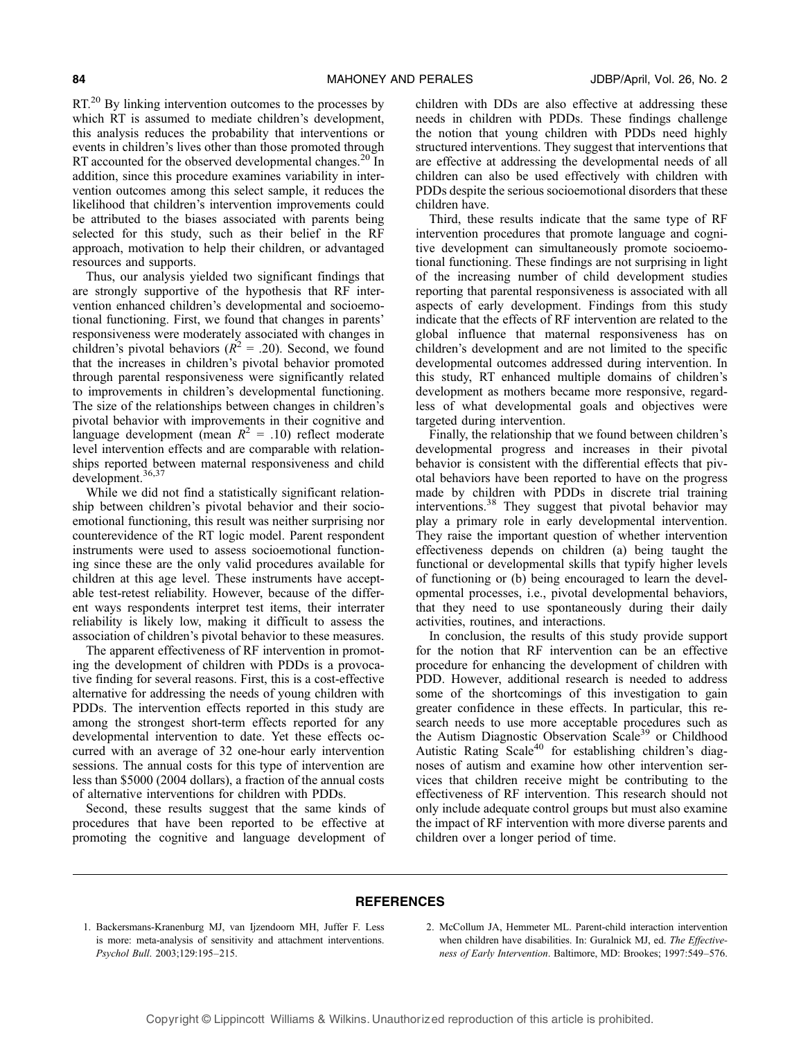RT.[20] By linking intervention outcomes to the processes by which RT is assumed to mediate children's development, this analysis reduces the probability that interventions or events in children's lives other than those promoted through RT accounted for the observed developmental changes.[20] In addition, since this procedure examines variability in intervention outcomes among this select sample, it reduces the likelihood that children's intervention improvements could be attributed to the biases associated with parents being selected for this study, such as their belief in the RF approach, motivation to help their children, or advantaged resources and supports.

Thus, our analysis yielded two significant findings that are strongly supportive of the hypothesis that RF intervention enhanced children's developmental and socioemotional functioning. First, we found that changes in parents' responsiveness were moderately associated with changes in children's pivotal behaviors ($R^2$ = .20). Second, we found that the increases in children's pivotal behavior promoted through parental responsiveness were significantly related to improvements in children's developmental functioning. The size of the relationships between changes in children's pivotal behavior with improvements in their cognitive and language development (mean $R^2$ = .10) reflect moderate level intervention effects and are comparable with relationships reported between maternal responsiveness and child development.[36,37]

While we did not find a statistically significant relationship between children's pivotal behavior and their socioemotional functioning, this result was neither surprising nor counterevidence of the RT logic model. Parent respondent instruments were used to assess socioemotional functioning since these are the only valid procedures available for children at this age level. These instruments have acceptable test-retest reliability. However, because of the different ways respondents interpret test items, their interrater reliability is likely low, making it difficult to assess the association of children's pivotal behavior to these measures.

The apparent effectiveness of RF intervention in promoting the development of children with PDDs is a provocative finding for several reasons. First, this is a cost-effective alternative for addressing the needs of young children with PDDs. The intervention effects reported in this study are among the strongest short-term effects reported for any developmental intervention to date. Yet these effects occurred with an average of 32 one-hour early intervention sessions. The annual costs for this type of intervention are less than $5000 (2004 dollars), a fraction of the annual costs of alternative interventions for children with PDDs.

Second, these results suggest that the same kinds of procedures that have been reported to be effective at promoting the cognitive and language development of children with DDs are also effective at addressing these needs in children with PDDs. These findings challenge the notion that young children with PDDs need highly structured interventions. They suggest that interventions that are effective at addressing the developmental needs of all children can also be used effectively with children with PDDs despite the serious socioemotional disorders that these children have.

Third, these results indicate that the same type of RF intervention procedures that promote language and cognitive development can simultaneously promote socioemotional functioning. These findings are not surprising in light of the increasing number of child development studies reporting that parental responsiveness is associated with all aspects of early development. Findings from this study indicate that the effects of RF intervention are related to the global influence that maternal responsiveness has on children's development and are not limited to the specific developmental outcomes addressed during intervention. In this study, RT enhanced multiple domains of children's development as mothers became more responsive, regardless of what developmental goals and objectives were targeted during intervention.

Finally, the relationship that we found between children's developmental progress and increases in their pivotal behavior is consistent with the differential effects that pivotal behaviors have been reported to have on the progress made by children with PDDs in discrete trial training interventions.[38] They suggest that pivotal behavior may play a primary role in early developmental intervention. They raise the important question of whether intervention effectiveness depends on children (a) being taught the functional or developmental skills that typify higher levels of functioning or (b) being encouraged to learn the developmental processes, i.e., pivotal developmental behaviors, that they need to use spontaneously during their daily activities, routines, and interactions.

In conclusion, the results of this study provide support for the notion that RF intervention can be an effective procedure for enhancing the development of children with PDD. However, additional research is needed to address some of the shortcomings of this investigation to gain greater confidence in these effects. In particular, this research needs to use more acceptable procedures such as the Autism Diagnostic Observation Scale[39] or Childhood Autistic Rating Scale[40] for establishing children's diagnoses of autism and examine how other intervention services that children receive might be contributing to the effectiveness of RF intervention. This research should not only include adequate control groups but must also examine the impact of RF intervention with more diverse parents and children over a longer period of time.

## REFERENCES

1. Backersmans-Kranenburg MJ, van Ijzendoorn MH, Juffer F. Less is more: meta-analysis of sensitivity and attachment interventions. *Psychol Bull*. 2003;129:195–215.
2. McCollum JA, Hemmeter ML. Parent-child interaction intervention when children have disabilities. In: Guralnick MJ, ed. *The Effectiveness of Early Intervention*. Baltimore, MD: Brookes; 1997:549–576.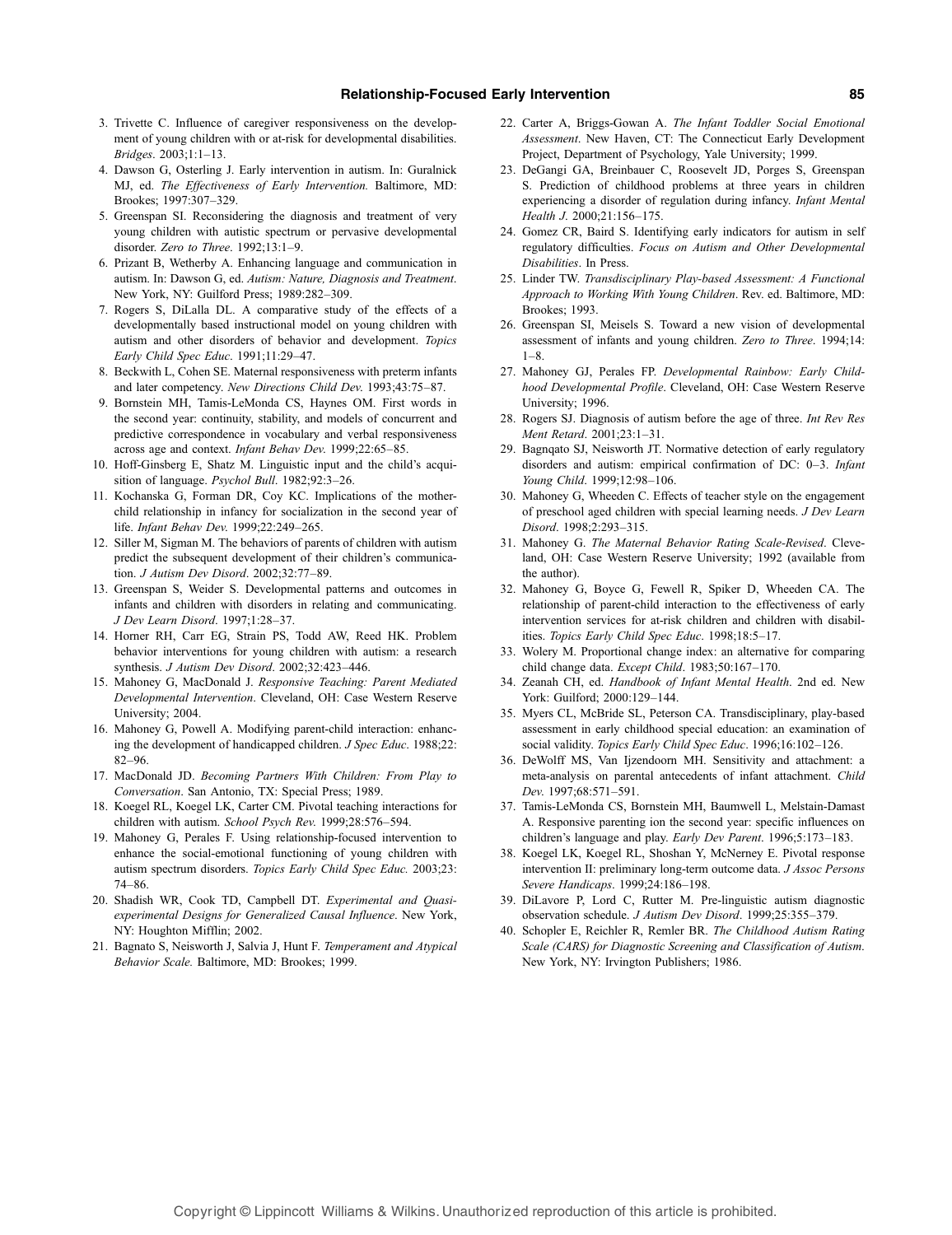3. Trivette C. Influence of caregiver responsiveness on the development of young children with or at-risk for developmental disabilities. *Bridges*. 2003;1:1–13.
4. Dawson G, Osterling J. Early intervention in autism. In: Guralnick MJ, ed. *The Effectiveness of Early Intervention.* Baltimore, MD: Brookes; 1997:307–329.
5. Greenspan SI. Reconsidering the diagnosis and treatment of very young children with autistic spectrum or pervasive developmental disorder. *Zero to Three*. 1992;13:1–9.
6. Prizant B, Wetherby A. Enhancing language and communication in autism. In: Dawson G, ed. *Autism: Nature, Diagnosis and Treatment*. New York, NY: Guilford Press; 1989:282–309.
7. Rogers S, DiLalla DL. A comparative study of the effects of a developmentally based instructional model on young children with autism and other disorders of behavior and development. *Topics Early Child Spec Educ*. 1991;11:29–47.
8. Beckwith L, Cohen SE. Maternal responsiveness with preterm infants and later competency. *New Directions Child Dev.* 1993;43:75–87.
9. Bornstein MH, Tamis-LeMonda CS, Haynes OM. First words in the second year: continuity, stability, and models of concurrent and predictive correspondence in vocabulary and verbal responsiveness across age and context. *Infant Behav Dev.* 1999;22:65–85.
10. Hoff-Ginsberg E, Shatz M. Linguistic input and the child's acquisition of language. *Psychol Bull*. 1982;92:3–26.
11. Kochanska G, Forman DR, Coy KC. Implications of the mother-child relationship in infancy for socialization in the second year of life. *Infant Behav Dev.* 1999;22:249–265.
12. Siller M, Sigman M. The behaviors of parents of children with autism predict the subsequent development of their children's communication. *J Autism Dev Disord*. 2002;32:77–89.
13. Greenspan S, Weider S. Developmental patterns and outcomes in infants and children with disorders in relating and communicating. *J Dev Learn Disord*. 1997;1:28–37.
14. Horner RH, Carr EG, Strain PS, Todd AW, Reed HK. Problem behavior interventions for young children with autism: a research synthesis. *J Autism Dev Disord*. 2002;32:423–446.
15. Mahoney G, MacDonald J. *Responsive Teaching: Parent Mediated Developmental Intervention*. Cleveland, OH: Case Western Reserve University; 2004.
16. Mahoney G, Powell A. Modifying parent-child interaction: enhancing the development of handicapped children. *J Spec Educ*. 1988;22: 82–96.
17. MacDonald JD. *Becoming Partners With Children: From Play to Conversation*. San Antonio, TX: Special Press; 1989.
18. Koegel RL, Koegel LK, Carter CM. Pivotal teaching interactions for children with autism. *School Psych Rev.* 1999;28:576–594.
19. Mahoney G, Perales F. Using relationship-focused intervention to enhance the social-emotional functioning of young children with autism spectrum disorders. *Topics Early Child Spec Educ.* 2003;23: 74–86.
20. Shadish WR, Cook TD, Campbell DT. *Experimental and Quasi-experimental Designs for Generalized Causal Influence*. New York, NY: Houghton Mifflin; 2002.
21. Bagnato S, Neisworth J, Salvia J, Hunt F. *Temperament and Atypical Behavior Scale.* Baltimore, MD: Brookes; 1999.
22. Carter A, Briggs-Gowan A. *The Infant Toddler Social Emotional Assessment*. New Haven, CT: The Connecticut Early Development Project, Department of Psychology, Yale University; 1999.
23. DeGangi GA, Breinbauer C, Roosevelt JD, Porges S, Greenspan S. Prediction of childhood problems at three years in children experiencing a disorder of regulation during infancy. *Infant Mental Health J*. 2000;21:156–175.
24. Gomez CR, Baird S. Identifying early indicators for autism in self regulatory difficulties. *Focus on Autism and Other Developmental Disabilities*. In Press.
25. Linder TW. *Transdisciplinary Play-based Assessment: A Functional Approach to Working With Young Children*. Rev. ed. Baltimore, MD: Brookes; 1993.
26. Greenspan SI, Meisels S. Toward a new vision of developmental assessment of infants and young children. *Zero to Three*. 1994;14: 1–8.
27. Mahoney GJ, Perales FP. *Developmental Rainbow: Early Childhood Developmental Profile*. Cleveland, OH: Case Western Reserve University; 1996.
28. Rogers SJ. Diagnosis of autism before the age of three. *Int Rev Res Ment Retard*. 2001;23:1–31.
29. Bagnqato SJ, Neisworth JT. Normative detection of early regulatory disorders and autism: empirical confirmation of DC: 0–3. *Infant Young Child*. 1999;12:98–106.
30. Mahoney G, Wheeden C. Effects of teacher style on the engagement of preschool aged children with special learning needs. *J Dev Learn Disord*. 1998;2:293–315.
31. Mahoney G. *The Maternal Behavior Rating Scale-Revised*. Cleveland, OH: Case Western Reserve University; 1992 (available from the author).
32. Mahoney G, Boyce G, Fewell R, Spiker D, Wheeden CA. The relationship of parent-child interaction to the effectiveness of early intervention services for at-risk children and children with disabilities. *Topics Early Child Spec Educ*. 1998;18:5–17.
33. Wolery M. Proportional change index: an alternative for comparing child change data. *Except Child*. 1983;50:167–170.
34. Zeanah CH, ed. *Handbook of Infant Mental Health*. 2nd ed. New York: Guilford; 2000:129–144.
35. Myers CL, McBride SL, Peterson CA. Transdisciplinary, play-based assessment in early childhood special education: an examination of social validity. *Topics Early Child Spec Educ*. 1996;16:102–126.
36. DeWolff MS, Van Ijzendoorn MH. Sensitivity and attachment: a meta-analysis on parental antecedents of infant attachment. *Child Dev.* 1997;68:571–591.
37. Tamis-LeMonda CS, Bornstein MH, Baumwell L, Melstain-Damast A. Responsive parenting ion the second year: specific influences on children's language and play. *Early Dev Parent*. 1996;5:173–183.
38. Koegel LK, Koegel RL, Shoshan Y, McNerney E. Pivotal response intervention II: preliminary long-term outcome data. *J Assoc Persons Severe Handicaps*. 1999;24:186–198.
39. DiLavore P, Lord C, Rutter M. Pre-linguistic autism diagnostic observation schedule. *J Autism Dev Disord*. 1999;25:355–379.
40. Schopler E, Reichler R, Remler BR. *The Childhood Autism Rating Scale (CARS) for Diagnostic Screening and Classification of Autism*. New York, NY: Irvington Publishers; 1986.